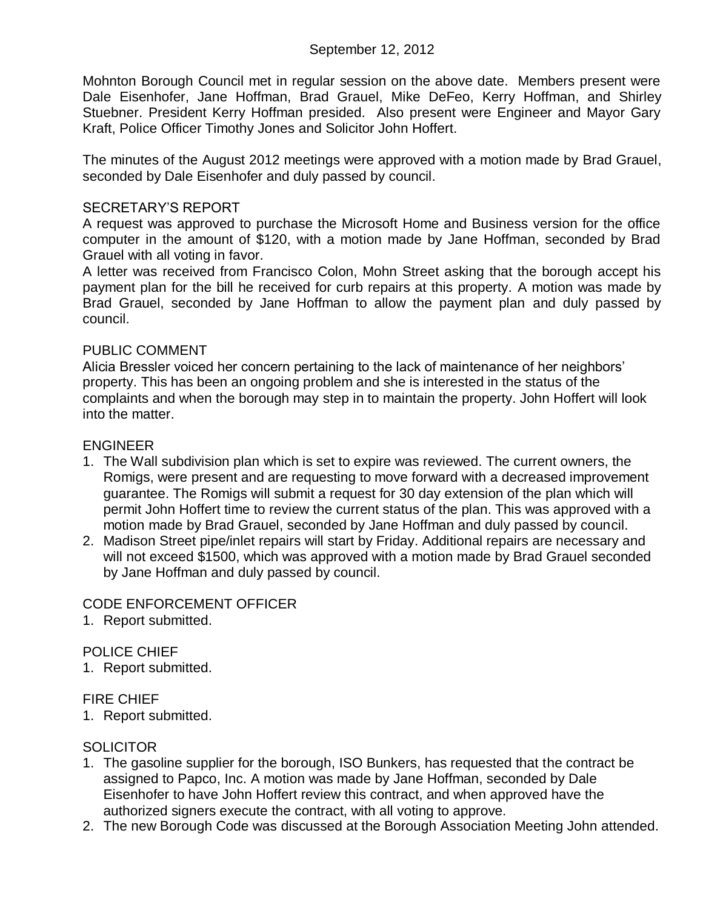September 12, 2012

Mohnton Borough Council met in regular session on the above date. Members present were Dale Eisenhofer, Jane Hoffman, Brad Grauel, Mike DeFeo, Kerry Hoffman, and Shirley Stuebner. President Kerry Hoffman presided. Also present were Engineer and Mayor Gary Kraft, Police Officer Timothy Jones and Solicitor John Hoffert.

The minutes of the August 2012 meetings were approved with a motion made by Brad Grauel, seconded by Dale Eisenhofer and duly passed by council.

## SECRETARY'S REPORT

A request was approved to purchase the Microsoft Home and Business version for the office computer in the amount of $120, with a motion made by Jane Hoffman, seconded by Brad Grauel with all voting in favor.

A letter was received from Francisco Colon, Mohn Street asking that the borough accept his payment plan for the bill he received for curb repairs at this property. A motion was made by Brad Grauel, seconded by Jane Hoffman to allow the payment plan and duly passed by council.

## PUBLIC COMMENT

Alicia Bressler voiced her concern pertaining to the lack of maintenance of her neighbors' property. This has been an ongoing problem and she is interested in the status of the complaints and when the borough may step in to maintain the property. John Hoffert will look into the matter.

## ENGINEER

1. The Wall subdivision plan which is set to expire was reviewed. The current owners, the Romigs, were present and are requesting to move forward with a decreased improvement guarantee. The Romigs will submit a request for 30 day extension of the plan which will permit John Hoffert time to review the current status of the plan. This was approved with a motion made by Brad Grauel, seconded by Jane Hoffman and duly passed by council.
2. Madison Street pipe/inlet repairs will start by Friday. Additional repairs are necessary and will not exceed $1500, which was approved with a motion made by Brad Grauel seconded by Jane Hoffman and duly passed by council.

## CODE ENFORCEMENT OFFICER

1. Report submitted.

## POLICE CHIEF

1. Report submitted.

## FIRE CHIEF

1. Report submitted.

## SOLICITOR

1. The gasoline supplier for the borough, ISO Bunkers, has requested that the contract be assigned to Papco, Inc. A motion was made by Jane Hoffman, seconded by Dale Eisenhofer to have John Hoffert review this contract, and when approved have the authorized signers execute the contract, with all voting to approve.
2. The new Borough Code was discussed at the Borough Association Meeting John attended.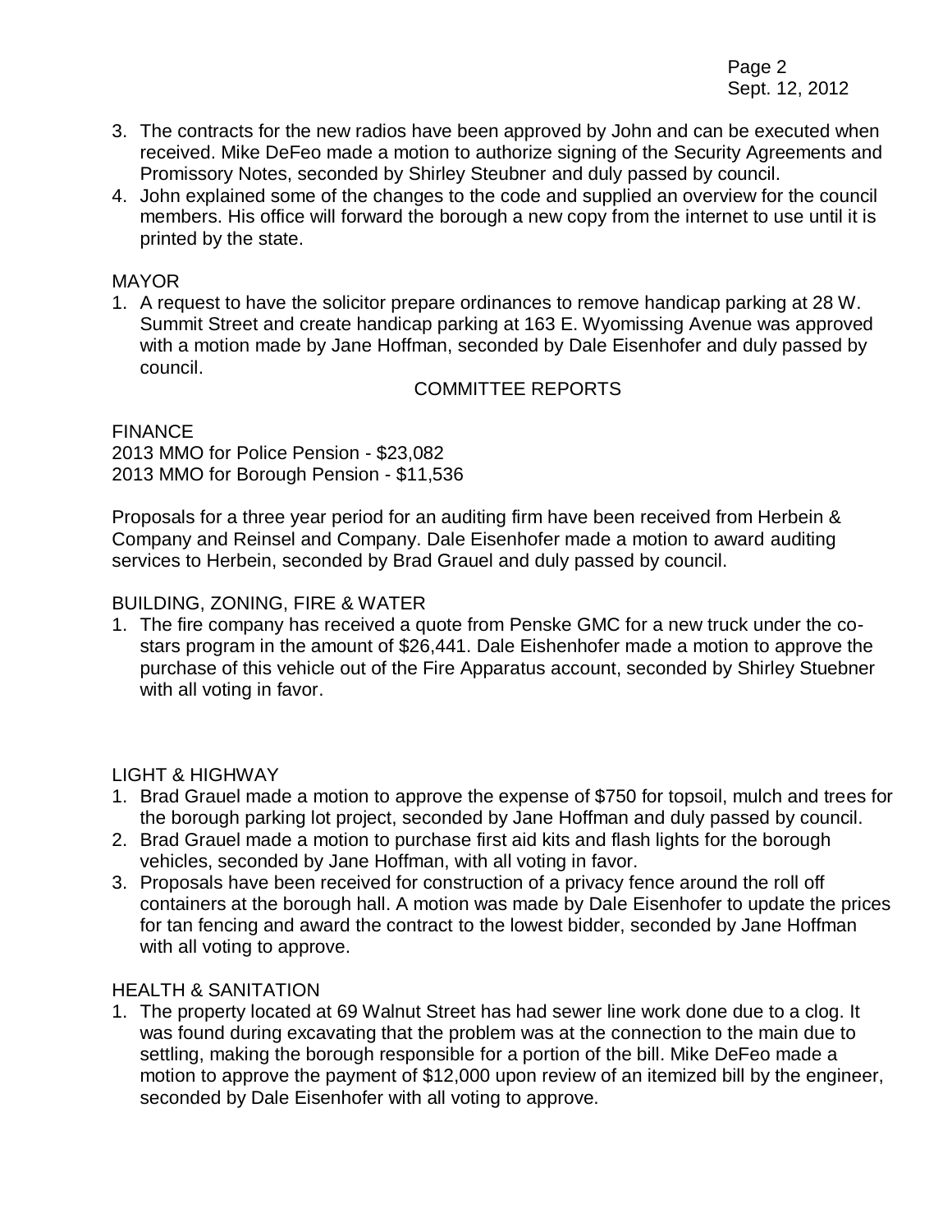3. The contracts for the new radios have been approved by John and can be executed when received. Mike DeFeo made a motion to authorize signing of the Security Agreements and Promissory Notes, seconded by Shirley Steubner and duly passed by council.
4. John explained some of the changes to the code and supplied an overview for the council members. His office will forward the borough a new copy from the internet to use until it is printed by the state.

MAYOR

1. A request to have the solicitor prepare ordinances to remove handicap parking at 28 W. Summit Street and create handicap parking at 163 E. Wyomissing Avenue was approved with a motion made by Jane Hoffman, seconded by Dale Eisenhofer and duly passed by council.

## COMMITTEE REPORTS

FINANCE

2013 MMO for Police Pension - $23,082
2013 MMO for Borough Pension - $11,536

Proposals for a three year period for an auditing firm have been received from Herbein & Company and Reinsel and Company. Dale Eisenhofer made a motion to award auditing services to Herbein, seconded by Brad Grauel and duly passed by council.

BUILDING, ZONING, FIRE & WATER

1. The fire company has received a quote from Penske GMC for a new truck under the co-stars program in the amount of $26,441. Dale Eishenhofer made a motion to approve the purchase of this vehicle out of the Fire Apparatus account, seconded by Shirley Stuebner with all voting in favor.

LIGHT & HIGHWAY

1. Brad Grauel made a motion to approve the expense of $750 for topsoil, mulch and trees for the borough parking lot project, seconded by Jane Hoffman and duly passed by council.
2. Brad Grauel made a motion to purchase first aid kits and flash lights for the borough vehicles, seconded by Jane Hoffman, with all voting in favor.
3. Proposals have been received for construction of a privacy fence around the roll off containers at the borough hall. A motion was made by Dale Eisenhofer to update the prices for tan fencing and award the contract to the lowest bidder, seconded by Jane Hoffman with all voting to approve.

HEALTH & SANITATION

1. The property located at 69 Walnut Street has had sewer line work done due to a clog. It was found during excavating that the problem was at the connection to the main due to settling, making the borough responsible for a portion of the bill. Mike DeFeo made a motion to approve the payment of $12,000 upon review of an itemized bill by the engineer, seconded by Dale Eisenhofer with all voting to approve.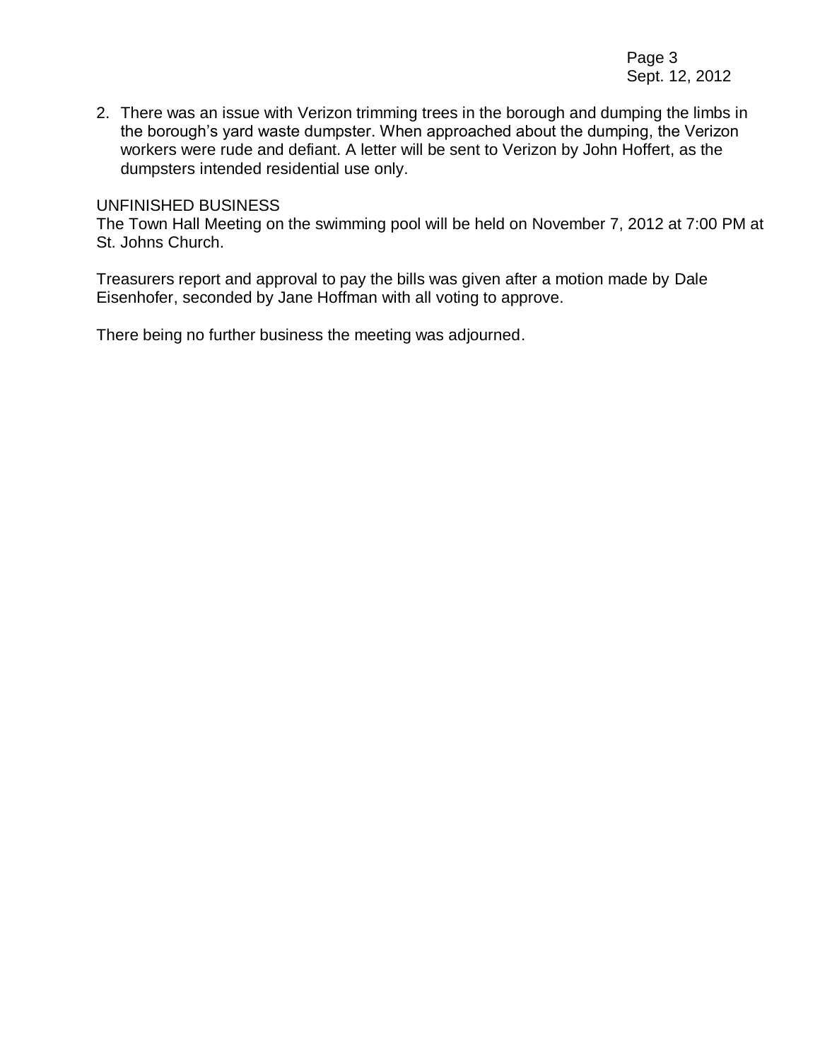2. There was an issue with Verizon trimming trees in the borough and dumping the limbs in the borough's yard waste dumpster. When approached about the dumping, the Verizon workers were rude and defiant. A letter will be sent to Verizon by John Hoffert, as the dumpsters intended residential use only.

UNFINISHED BUSINESS

The Town Hall Meeting on the swimming pool will be held on November 7, 2012 at 7:00 PM at St. Johns Church.

Treasurers report and approval to pay the bills was given after a motion made by Dale Eisenhofer, seconded by Jane Hoffman with all voting to approve.

There being no further business the meeting was adjourned.